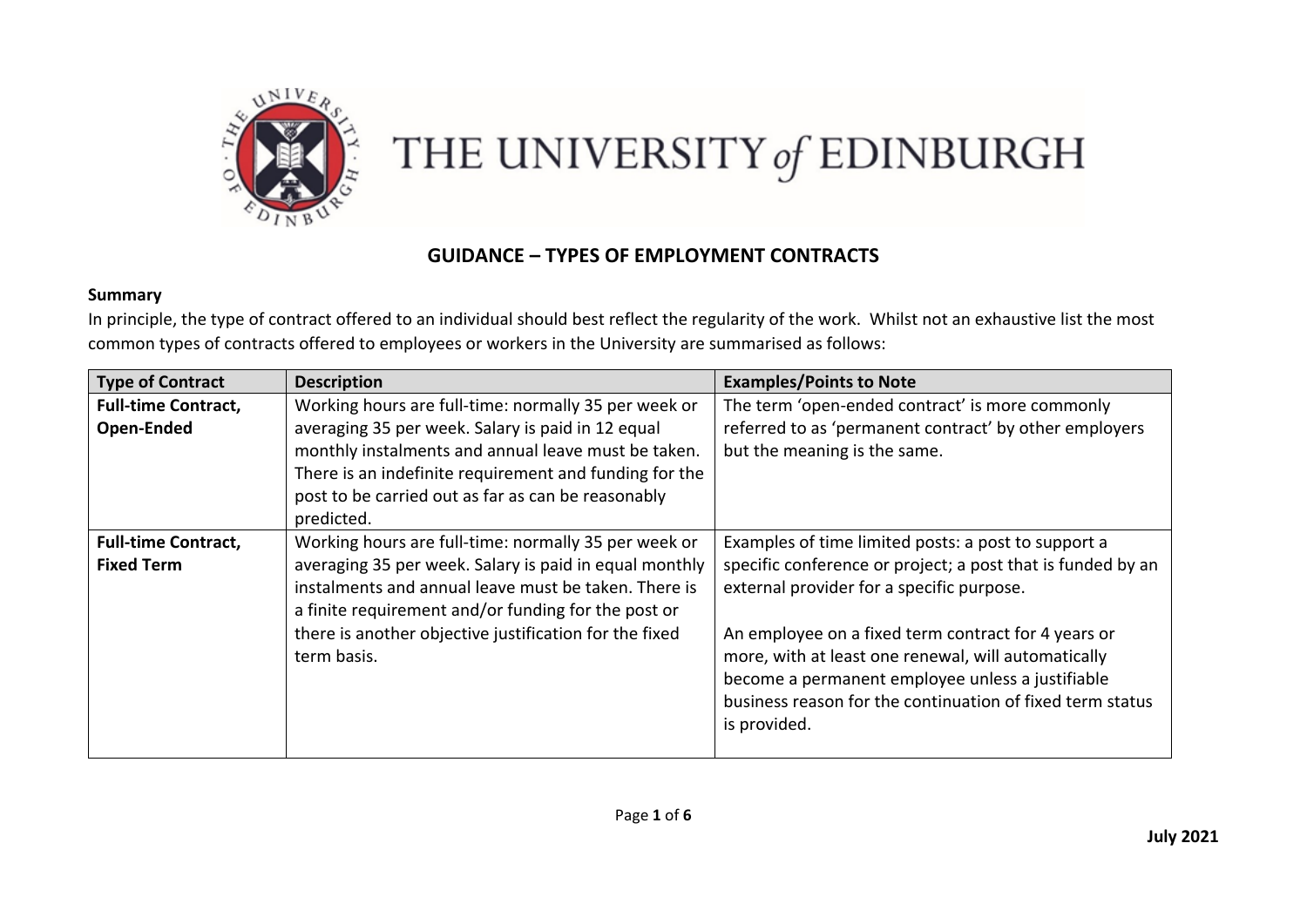# THE UNIVERSITY of EDINBURGH

## GUIDANCE – TYPES OF EMPLOYMENT CONTRACTS

**Summary**

In principle, the type of contract offered to an individual should best reflect the regularity of the work. Whilst not an exhaustive list the most common types of contracts offered to employees or workers in the University are summarised as follows:

| Type of Contract | Description | Examples/Points to Note |
|---|---|---|
| **Full-time Contract, Open-Ended** | Working hours are full-time: normally 35 per week or averaging 35 per week. Salary is paid in 12 equal monthly instalments and annual leave must be taken. There is an indefinite requirement and funding for the post to be carried out as far as can be reasonably predicted. | The term 'open-ended contract' is more commonly referred to as 'permanent contract' by other employers but the meaning is the same. |
| **Full-time Contract, Fixed Term** | Working hours are full-time: normally 35 per week or averaging 35 per week. Salary is paid in equal monthly instalments and annual leave must be taken. There is a finite requirement and/or funding for the post or there is another objective justification for the fixed term basis. | Examples of time limited posts: a post to support a specific conference or project; a post that is funded by an external provider for a specific purpose.<br><br>An employee on a fixed term contract for 4 years or more, with at least one renewal, will automatically become a permanent employee unless a justifiable business reason for the continuation of fixed term status is provided. |

**July 2021**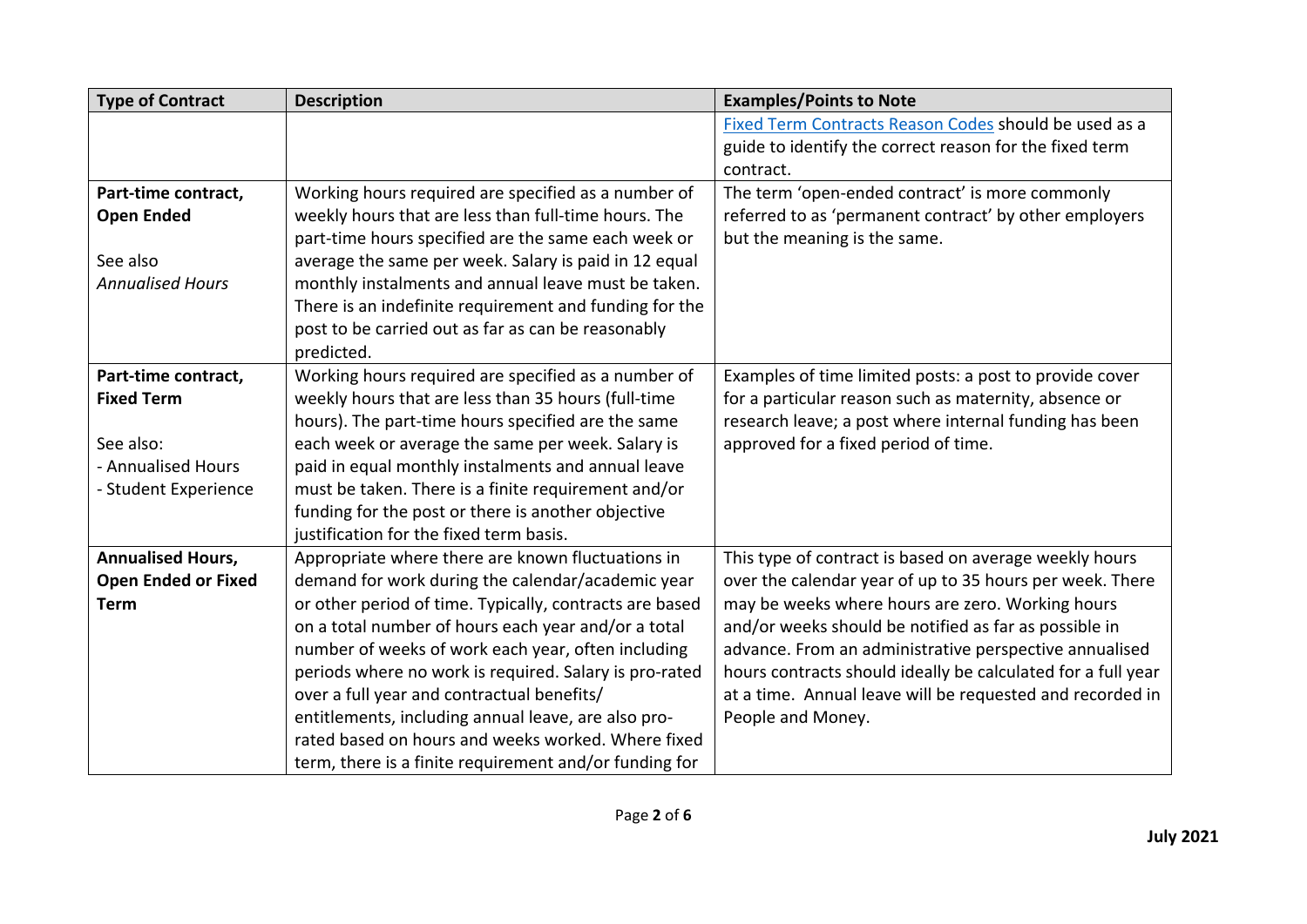| Type of Contract | Description | Examples/Points to Note |
|---|---|---|
| | | Fixed Term Contracts Reason Codes should be used as a guide to identify the correct reason for the fixed term contract. |
| **Part-time contract, Open Ended**<br><br>See also<br>*Annualised Hours* | Working hours required are specified as a number of weekly hours that are less than full-time hours. The part-time hours specified are the same each week or average the same per week. Salary is paid in 12 equal monthly instalments and annual leave must be taken. There is an indefinite requirement and funding for the post to be carried out as far as can be reasonably predicted. | The term 'open-ended contract' is more commonly referred to as 'permanent contract' by other employers but the meaning is the same. |
| **Part-time contract, Fixed Term**<br><br>See also:<br>- Annualised Hours<br>- Student Experience | Working hours required are specified as a number of weekly hours that are less than 35 hours (full-time hours). The part-time hours specified are the same each week or average the same per week. Salary is paid in equal monthly instalments and annual leave must be taken. There is a finite requirement and/or funding for the post or there is another objective justification for the fixed term basis. | Examples of time limited posts: a post to provide cover for a particular reason such as maternity, absence or research leave; a post where internal funding has been approved for a fixed period of time. |
| **Annualised Hours, Open Ended or Fixed Term** | Appropriate where there are known fluctuations in demand for work during the calendar/academic year or other period of time. Typically, contracts are based on a total number of hours each year and/or a total number of weeks of work each year, often including periods where no work is required. Salary is pro-rated over a full year and contractual benefits/ entitlements, including annual leave, are also pro-rated based on hours and weeks worked. Where fixed term, there is a finite requirement and/or funding for | This type of contract is based on average weekly hours over the calendar year of up to 35 hours per week. There may be weeks where hours are zero. Working hours and/or weeks should be notified as far as possible in advance. From an administrative perspective annualised hours contracts should ideally be calculated for a full year at a time. Annual leave will be requested and recorded in People and Money. |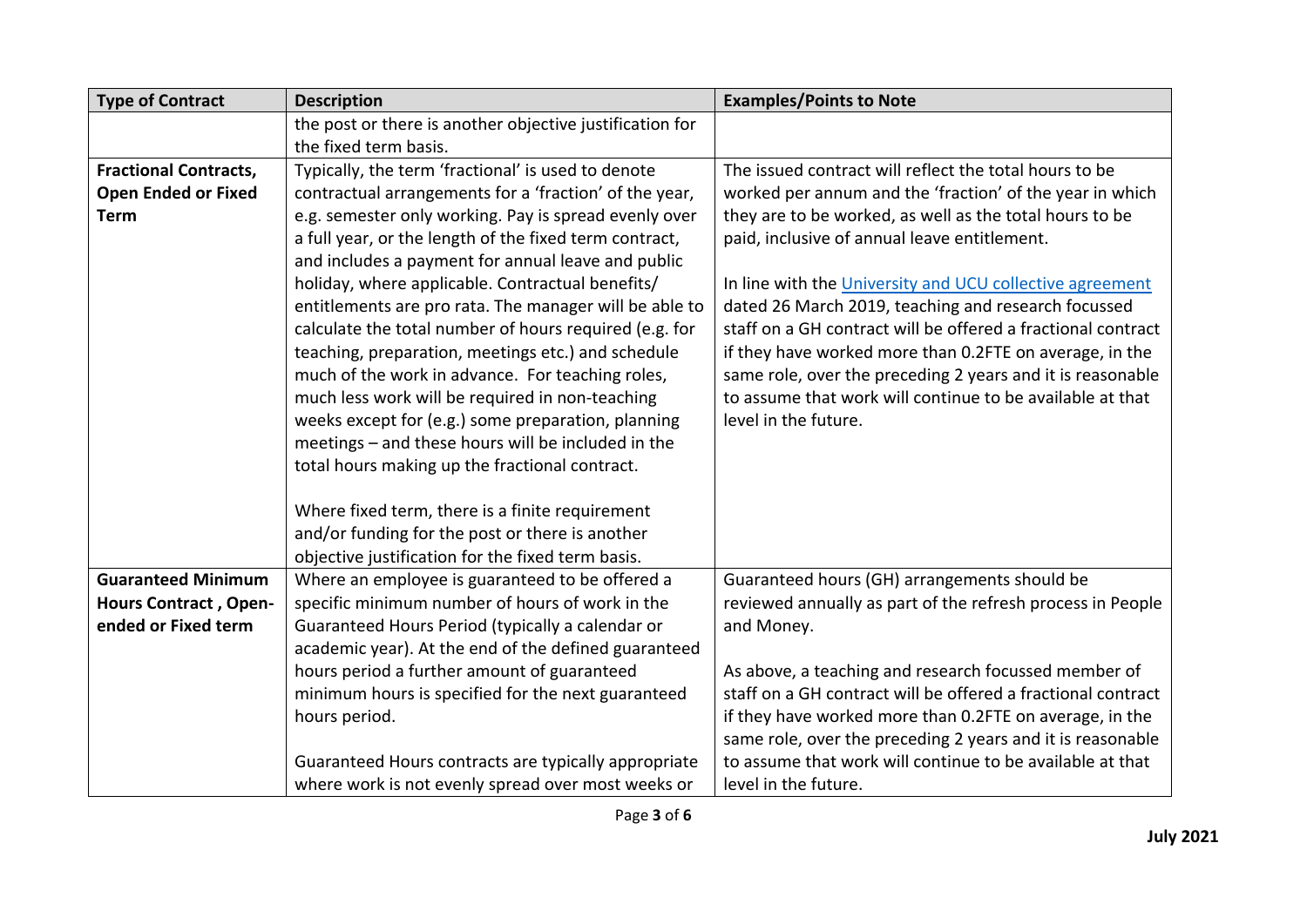| Type of Contract | Description | Examples/Points to Note |
| --- | --- | --- |
| | the post or there is another objective justification for the fixed term basis. | |
| **Fractional Contracts, Open Ended or Fixed Term** | Typically, the term 'fractional' is used to denote contractual arrangements for a 'fraction' of the year, e.g. semester only working. Pay is spread evenly over a full year, or the length of the fixed term contract, and includes a payment for annual leave and public holiday, where applicable. Contractual benefits/ entitlements are pro rata. The manager will be able to calculate the total number of hours required (e.g. for teaching, preparation, meetings etc.) and schedule much of the work in advance. For teaching roles, much less work will be required in non-teaching weeks except for (e.g.) some preparation, planning meetings – and these hours will be included in the total hours making up the fractional contract.<br><br>Where fixed term, there is a finite requirement and/or funding for the post or there is another objective justification for the fixed term basis. | The issued contract will reflect the total hours to be worked per annum and the 'fraction' of the year in which they are to be worked, as well as the total hours to be paid, inclusive of annual leave entitlement.<br><br>In line with the [University and UCU collective agreement]() dated 26 March 2019, teaching and research focussed staff on a GH contract will be offered a fractional contract if they have worked more than 0.2FTE on average, in the same role, over the preceding 2 years and it is reasonable to assume that work will continue to be available at that level in the future. |
| **Guaranteed Minimum Hours Contract , Open-ended or Fixed term** | Where an employee is guaranteed to be offered a specific minimum number of hours of work in the Guaranteed Hours Period (typically a calendar or academic year). At the end of the defined guaranteed hours period a further amount of guaranteed minimum hours is specified for the next guaranteed hours period.<br><br>Guaranteed Hours contracts are typically appropriate where work is not evenly spread over most weeks or | Guaranteed hours (GH) arrangements should be reviewed annually as part of the refresh process in People and Money.<br><br>As above, a teaching and research focussed member of staff on a GH contract will be offered a fractional contract if they have worked more than 0.2FTE on average, in the same role, over the preceding 2 years and it is reasonable to assume that work will continue to be available at that level in the future. |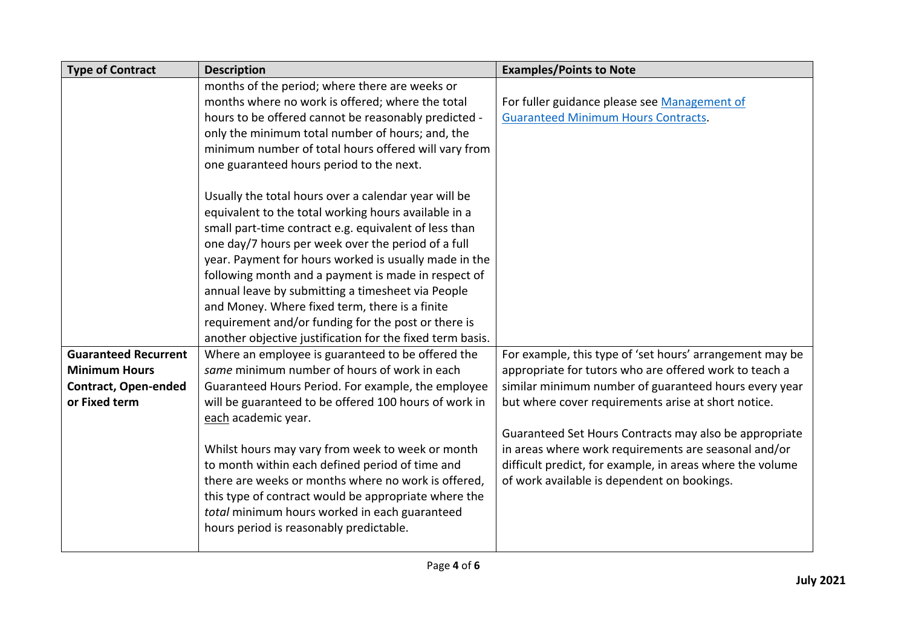| Type of Contract | Description | Examples/Points to Note |
| --- | --- | --- |
| | months of the period; where there are weeks or months where no work is offered; where the total hours to be offered cannot be reasonably predicted - only the minimum total number of hours; and, the minimum number of total hours offered will vary from one guaranteed hours period to the next.<br><br>Usually the total hours over a calendar year will be equivalent to the total working hours available in a small part-time contract e.g. equivalent of less than one day/7 hours per week over the period of a full year. Payment for hours worked is usually made in the following month and a payment is made in respect of annual leave by submitting a timesheet via People and Money. Where fixed term, there is a finite requirement and/or funding for the post or there is another objective justification for the fixed term basis. | For fuller guidance please see [Management of Guaranteed Minimum Hours Contracts](). |
| **Guaranteed Recurrent Minimum Hours Contract, Open-ended or Fixed term** | Where an employee is guaranteed to be offered the *same* minimum number of hours of work in each Guaranteed Hours Period. For example, the employee will be guaranteed to be offered 100 hours of work in <u>each</u> academic year.<br><br>Whilst hours may vary from week to week or month to month within each defined period of time and there are weeks or months where no work is offered, this type of contract would be appropriate where the *total* minimum hours worked in each guaranteed hours period is reasonably predictable. | For example, this type of 'set hours' arrangement may be appropriate for tutors who are offered work to teach a similar minimum number of guaranteed hours every year but where cover requirements arise at short notice.<br><br>Guaranteed Set Hours Contracts may also be appropriate in areas where work requirements are seasonal and/or difficult predict, for example, in areas where the volume of work available is dependent on bookings. |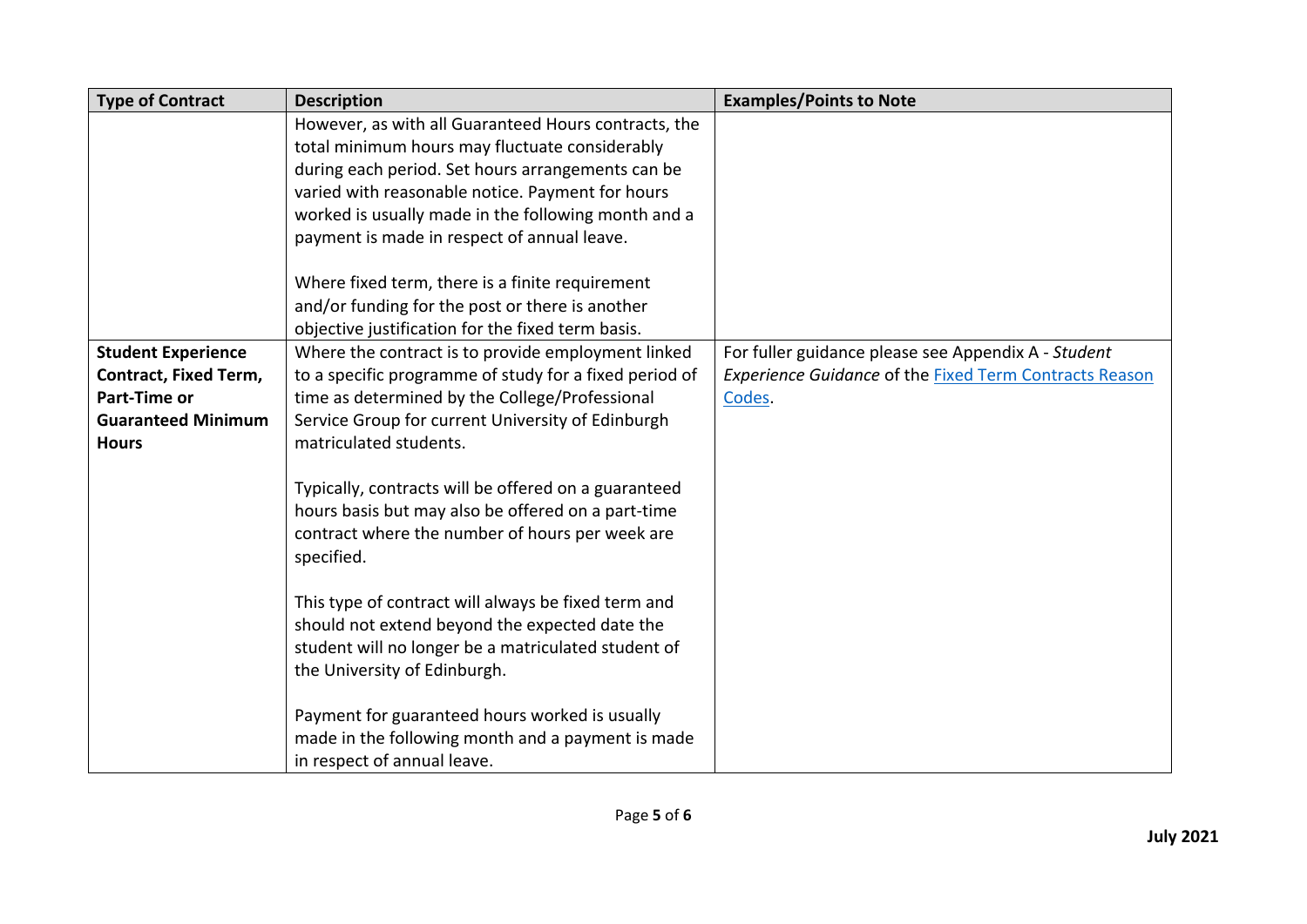| Type of Contract | Description | Examples/Points to Note |
|---|---|---|
| | However, as with all Guaranteed Hours contracts, the total minimum hours may fluctuate considerably during each period. Set hours arrangements can be varied with reasonable notice. Payment for hours worked is usually made in the following month and a payment is made in respect of annual leave.<br><br>Where fixed term, there is a finite requirement and/or funding for the post or there is another objective justification for the fixed term basis. | |
| **Student Experience Contract, Fixed Term, Part-Time or Guaranteed Minimum Hours** | Where the contract is to provide employment linked to a specific programme of study for a fixed period of time as determined by the College/Professional Service Group for current University of Edinburgh matriculated students.<br><br>Typically, contracts will be offered on a guaranteed hours basis but may also be offered on a part-time contract where the number of hours per week are specified.<br><br>This type of contract will always be fixed term and should not extend beyond the expected date the student will no longer be a matriculated student of the University of Edinburgh.<br><br>Payment for guaranteed hours worked is usually made in the following month and a payment is made in respect of annual leave. | For fuller guidance please see Appendix A - *Student Experience Guidance* of the Fixed Term Contracts Reason Codes. |

**July 2021**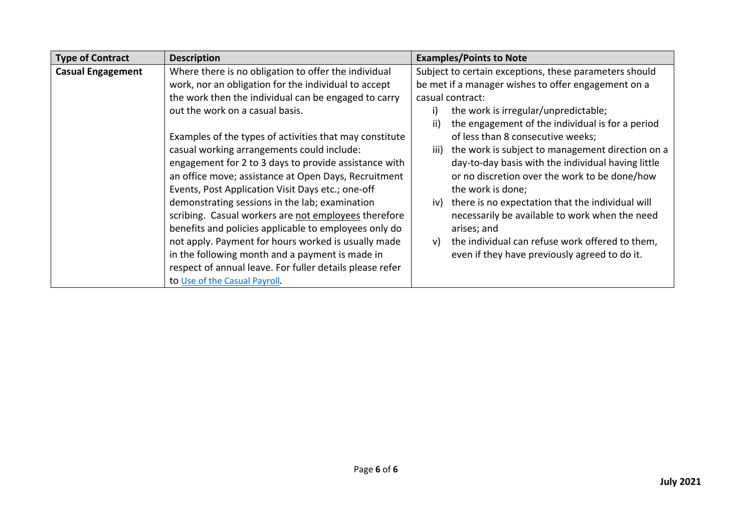| Type of Contract | Description | Examples/Points to Note |
|---|---|---|
| **Casual Engagement** | Where there is no obligation to offer the individual work, nor an obligation for the individual to accept the work then the individual can be engaged to carry out the work on a casual basis.<br><br>Examples of the types of activities that may constitute casual working arrangements could include: engagement for 2 to 3 days to provide assistance with an office move; assistance at Open Days, Recruitment Events, Post Application Visit Days etc.; one-off demonstrating sessions in the lab; examination scribing. Casual workers are <u>not employees</u> therefore benefits and policies applicable to employees only do not apply. Payment for hours worked is usually made in the following month and a payment is made in respect of annual leave. For fuller details please refer to Use of the Casual Payroll. | Subject to certain exceptions, these parameters should be met if a manager wishes to offer engagement on a casual contract:<br>i) the work is irregular/unpredictable;<br>ii) the engagement of the individual is for a period of less than 8 consecutive weeks;<br>iii) the work is subject to management direction on a day-to-day basis with the individual having little or no discretion over the work to be done/how the work is done;<br>iv) there is no expectation that the individual will necessarily be available to work when the need arises; and<br>v) the individual can refuse work offered to them, even if they have previously agreed to do it. |

**July 2021**